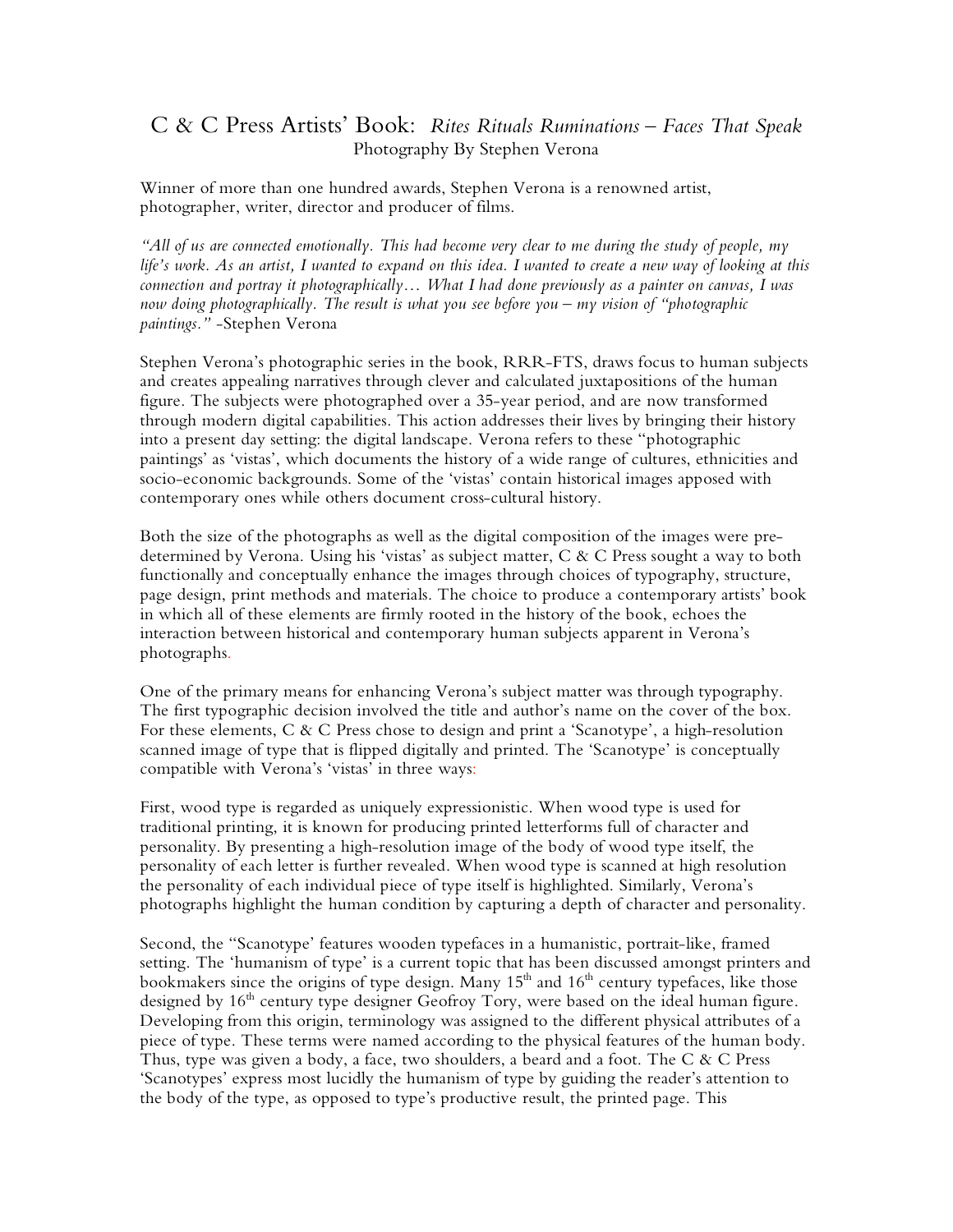# C & C Press Artists' Book: *Rites Rituals Ruminations – Faces That Speak*

Photography By Stephen Verona

Winner of more than one hundred awards, Stephen Verona is a renowned artist, photographer, writer, director and producer of films.

*"All of us are connected emotionally. This had become very clear to me during the study of people, my life's work. As an artist, I wanted to expand on this idea. I wanted to create a new way of looking at this connection and portray it photographically… What I had done previously as a painter on canvas, I was now doing photographically. The result is what you see before you – my vision of "photographic paintings."* -Stephen Verona

Stephen Verona's photographic series in the book, RRR-FTS, draws focus to human subjects and creates appealing narratives through clever and calculated juxtapositions of the human figure. The subjects were photographed over a 35-year period, and are now transformed through modern digital capabilities. This action addresses their lives by bringing their history into a present day setting: the digital landscape. Verona refers to these "photographic paintings' as 'vistas', which documents the history of a wide range of cultures, ethnicities and socio-economic backgrounds. Some of the 'vistas' contain historical images apposed with contemporary ones while others document cross-cultural history.

Both the size of the photographs as well as the digital composition of the images were pre-determined by Verona. Using his 'vistas' as subject matter, C & C Press sought a way to both functionally and conceptually enhance the images through choices of typography, structure, page design, print methods and materials. The choice to produce a contemporary artists' book in which all of these elements are firmly rooted in the history of the book, echoes the interaction between historical and contemporary human subjects apparent in Verona's photographs.

One of the primary means for enhancing Verona's subject matter was through typography. The first typographic decision involved the title and author's name on the cover of the box. For these elements, C & C Press chose to design and print a 'Scanotype', a high-resolution scanned image of type that is flipped digitally and printed. The 'Scanotype' is conceptually compatible with Verona's 'vistas' in three ways:

First, wood type is regarded as uniquely expressionistic. When wood type is used for traditional printing, it is known for producing printed letterforms full of character and personality. By presenting a high-resolution image of the body of wood type itself, the personality of each letter is further revealed. When wood type is scanned at high resolution the personality of each individual piece of type itself is highlighted. Similarly, Verona's photographs highlight the human condition by capturing a depth of character and personality.

Second, the "Scanotype' features wooden typefaces in a humanistic, portrait-like, framed setting. The 'humanism of type' is a current topic that has been discussed amongst printers and bookmakers since the origins of type design. Many 15th and 16th century typefaces, like those designed by 16th century type designer Geofroy Tory, were based on the ideal human figure. Developing from this origin, terminology was assigned to the different physical attributes of a piece of type. These terms were named according to the physical features of the human body. Thus, type was given a body, a face, two shoulders, a beard and a foot. The C & C Press 'Scanotypes' express most lucidly the humanism of type by guiding the reader's attention to the body of the type, as opposed to type's productive result, the printed page. This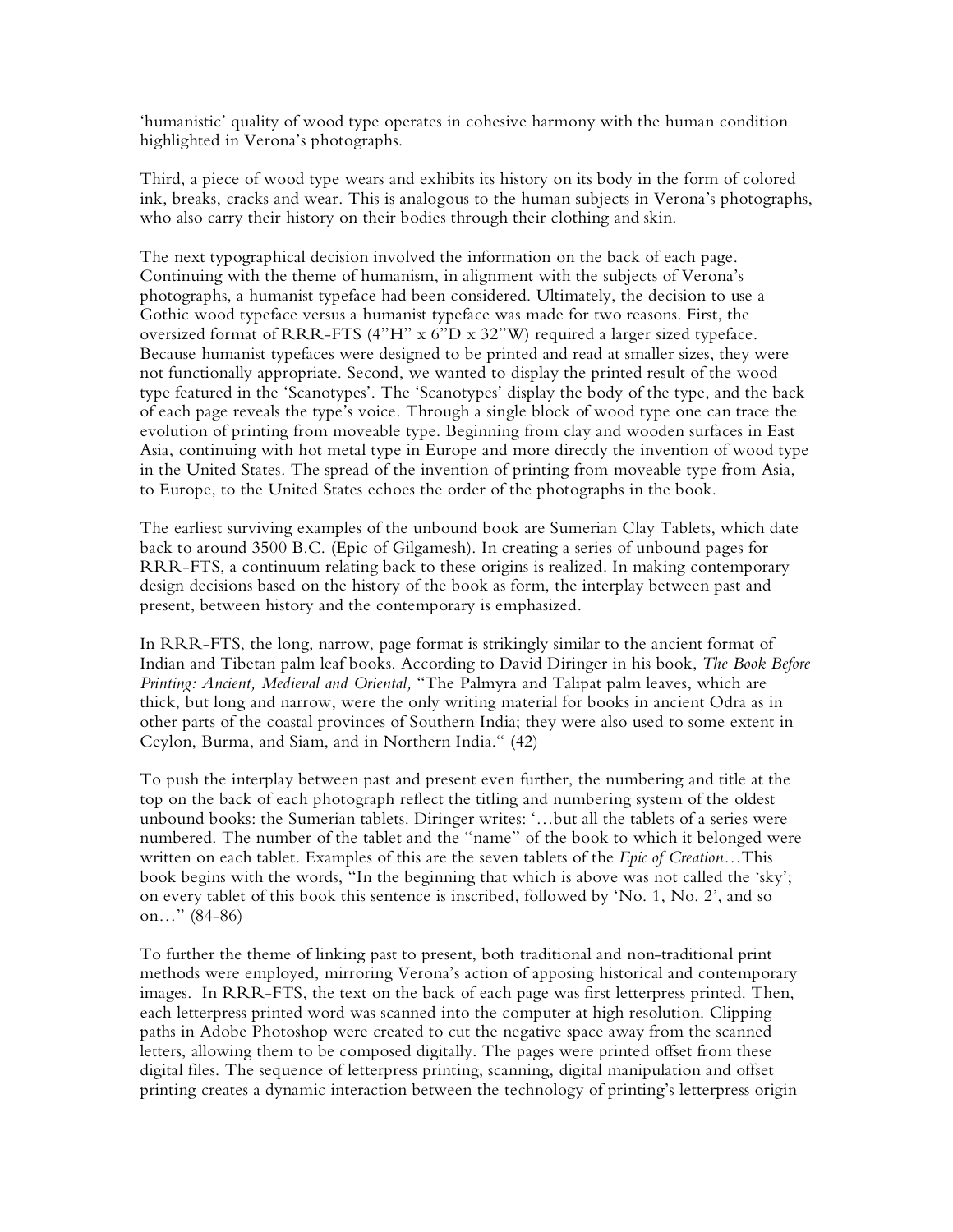'humanistic' quality of wood type operates in cohesive harmony with the human condition highlighted in Verona's photographs.

Third, a piece of wood type wears and exhibits its history on its body in the form of colored ink, breaks, cracks and wear. This is analogous to the human subjects in Verona's photographs, who also carry their history on their bodies through their clothing and skin.

The next typographical decision involved the information on the back of each page. Continuing with the theme of humanism, in alignment with the subjects of Verona's photographs, a humanist typeface had been considered. Ultimately, the decision to use a Gothic wood typeface versus a humanist typeface was made for two reasons. First, the oversized format of RRR-FTS (4"H" x 6"D x 32"W) required a larger sized typeface. Because humanist typefaces were designed to be printed and read at smaller sizes, they were not functionally appropriate. Second, we wanted to display the printed result of the wood type featured in the 'Scanotypes'. The 'Scanotypes' display the body of the type, and the back of each page reveals the type's voice. Through a single block of wood type one can trace the evolution of printing from moveable type. Beginning from clay and wooden surfaces in East Asia, continuing with hot metal type in Europe and more directly the invention of wood type in the United States. The spread of the invention of printing from moveable type from Asia, to Europe, to the United States echoes the order of the photographs in the book.

The earliest surviving examples of the unbound book are Sumerian Clay Tablets, which date back to around 3500 B.C. (Epic of Gilgamesh). In creating a series of unbound pages for RRR-FTS, a continuum relating back to these origins is realized. In making contemporary design decisions based on the history of the book as form, the interplay between past and present, between history and the contemporary is emphasized.

In RRR-FTS, the long, narrow, page format is strikingly similar to the ancient format of Indian and Tibetan palm leaf books. According to David Diringer in his book, *The Book Before Printing: Ancient, Medieval and Oriental,* "The Palmyra and Talipat palm leaves, which are thick, but long and narrow, were the only writing material for books in ancient Odra as in other parts of the coastal provinces of Southern India; they were also used to some extent in Ceylon, Burma, and Siam, and in Northern India." (42)

To push the interplay between past and present even further, the numbering and title at the top on the back of each photograph reflect the titling and numbering system of the oldest unbound books: the Sumerian tablets. Diringer writes: '…but all the tablets of a series were numbered. The number of the tablet and the "name" of the book to which it belonged were written on each tablet. Examples of this are the seven tablets of the *Epic of Creation*…This book begins with the words, "In the beginning that which is above was not called the 'sky'; on every tablet of this book this sentence is inscribed, followed by 'No. 1, No. 2', and so on…" (84-86)

To further the theme of linking past to present, both traditional and non-traditional print methods were employed, mirroring Verona's action of apposing historical and contemporary images. In RRR-FTS, the text on the back of each page was first letterpress printed. Then, each letterpress printed word was scanned into the computer at high resolution. Clipping paths in Adobe Photoshop were created to cut the negative space away from the scanned letters, allowing them to be composed digitally. The pages were printed offset from these digital files. The sequence of letterpress printing, scanning, digital manipulation and offset printing creates a dynamic interaction between the technology of printing's letterpress origin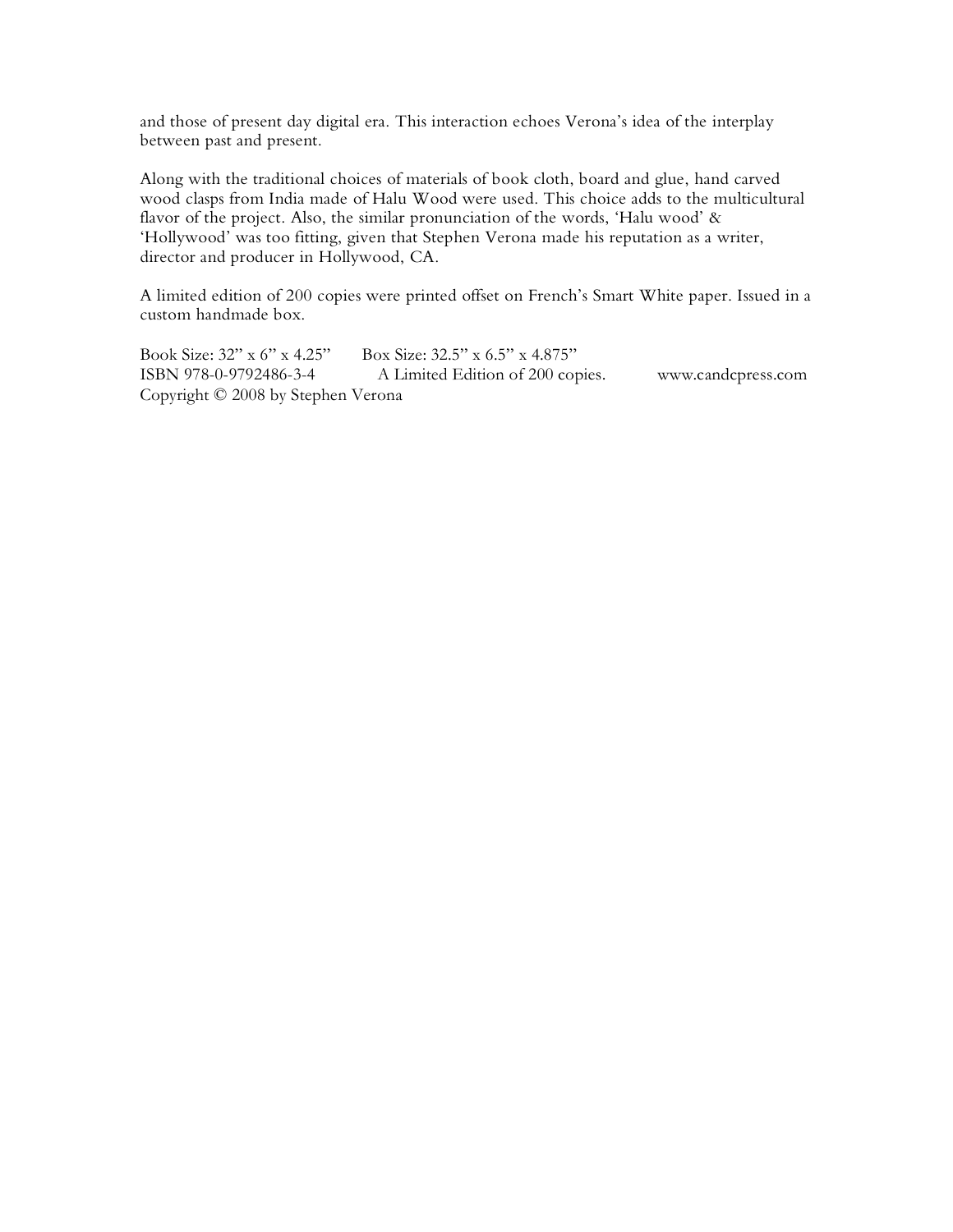and those of present day digital era. This interaction echoes Verona's idea of the interplay between past and present.

Along with the traditional choices of materials of book cloth, board and glue, hand carved wood clasps from India made of Halu Wood were used. This choice adds to the multicultural flavor of the project. Also, the similar pronunciation of the words, 'Halu wood' & 'Hollywood' was too fitting, given that Stephen Verona made his reputation as a writer, director and producer in Hollywood, CA.

A limited edition of 200 copies were printed offset on French's Smart White paper. Issued in a custom handmade box.

Book Size: 32" x 6" x 4.25"  Box Size: 32.5" x 6.5" x 4.875"
ISBN 978-0-9792486-3-4  A Limited Edition of 200 copies.  www.candcpress.com
Copyright © 2008 by Stephen Verona